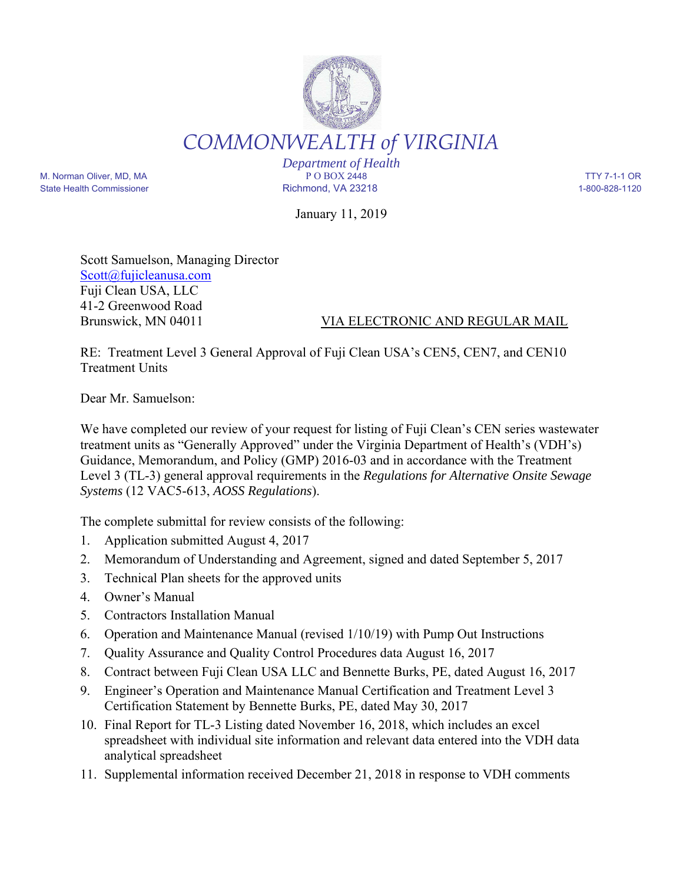# COMMONWEALTH *of* VIRGINIA

*Department of Health*

M. Norman Oliver, MD, MA
State Health Commissioner

P O BOX 2448
Richmond, VA 23218

TTY 7-1-1 OR
1-800-828-1120

January 11, 2019

Scott Samuelson, Managing Director
Scott@fujicleanusa.com
Fuji Clean USA, LLC
41-2 Greenwood Road
Brunswick, MN 04011

VIA ELECTRONIC AND REGULAR MAIL

RE: Treatment Level 3 General Approval of Fuji Clean USA's CEN5, CEN7, and CEN10 Treatment Units

Dear Mr. Samuelson:

We have completed our review of your request for listing of Fuji Clean's CEN series wastewater treatment units as "Generally Approved" under the Virginia Department of Health's (VDH's) Guidance, Memorandum, and Policy (GMP) 2016-03 and in accordance with the Treatment Level 3 (TL-3) general approval requirements in the *Regulations for Alternative Onsite Sewage Systems* (12 VAC5-613, *AOSS Regulations*).

The complete submittal for review consists of the following:

1. Application submitted August 4, 2017
2. Memorandum of Understanding and Agreement, signed and dated September 5, 2017
3. Technical Plan sheets for the approved units
4. Owner's Manual
5. Contractors Installation Manual
6. Operation and Maintenance Manual (revised 1/10/19) with Pump Out Instructions
7. Quality Assurance and Quality Control Procedures data August 16, 2017
8. Contract between Fuji Clean USA LLC and Bennette Burks, PE, dated August 16, 2017
9. Engineer's Operation and Maintenance Manual Certification and Treatment Level 3 Certification Statement by Bennette Burks, PE, dated May 30, 2017
10. Final Report for TL-3 Listing dated November 16, 2018, which includes an excel spreadsheet with individual site information and relevant data entered into the VDH data analytical spreadsheet
11. Supplemental information received December 21, 2018 in response to VDH comments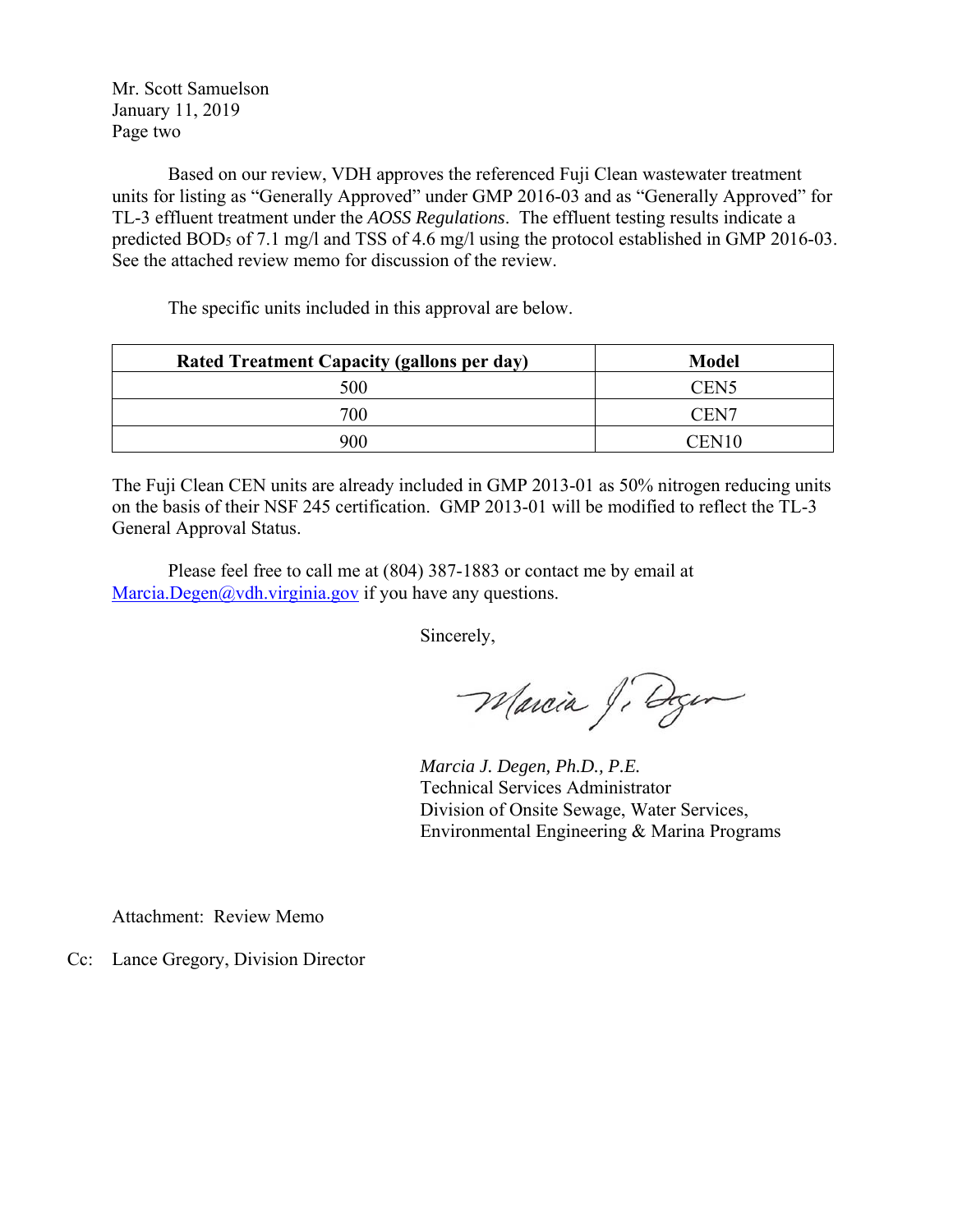Mr. Scott Samuelson
January 11, 2019
Page two

Based on our review, VDH approves the referenced Fuji Clean wastewater treatment units for listing as "Generally Approved" under GMP 2016-03 and as "Generally Approved" for TL-3 effluent treatment under the *AOSS Regulations*. The effluent testing results indicate a predicted $BOD_5$ of 7.1 mg/l and TSS of 4.6 mg/l using the protocol established in GMP 2016-03. See the attached review memo for discussion of the review.

The specific units included in this approval are below.

| Rated Treatment Capacity (gallons per day) | Model |
| --- | --- |
| 500 | CEN5 |
| 700 | CEN7 |
| 900 | CEN10 |

The Fuji Clean CEN units are already included in GMP 2013-01 as 50% nitrogen reducing units on the basis of their NSF 245 certification. GMP 2013-01 will be modified to reflect the TL-3 General Approval Status.

Please feel free to call me at (804) 387-1883 or contact me by email at Marcia.Degen@vdh.virginia.gov if you have any questions.

Sincerely,

*Marcia J. Degen, Ph.D., P.E.*
Technical Services Administrator
Division of Onsite Sewage, Water Services,
Environmental Engineering & Marina Programs

Attachment: Review Memo

Cc: Lance Gregory, Division Director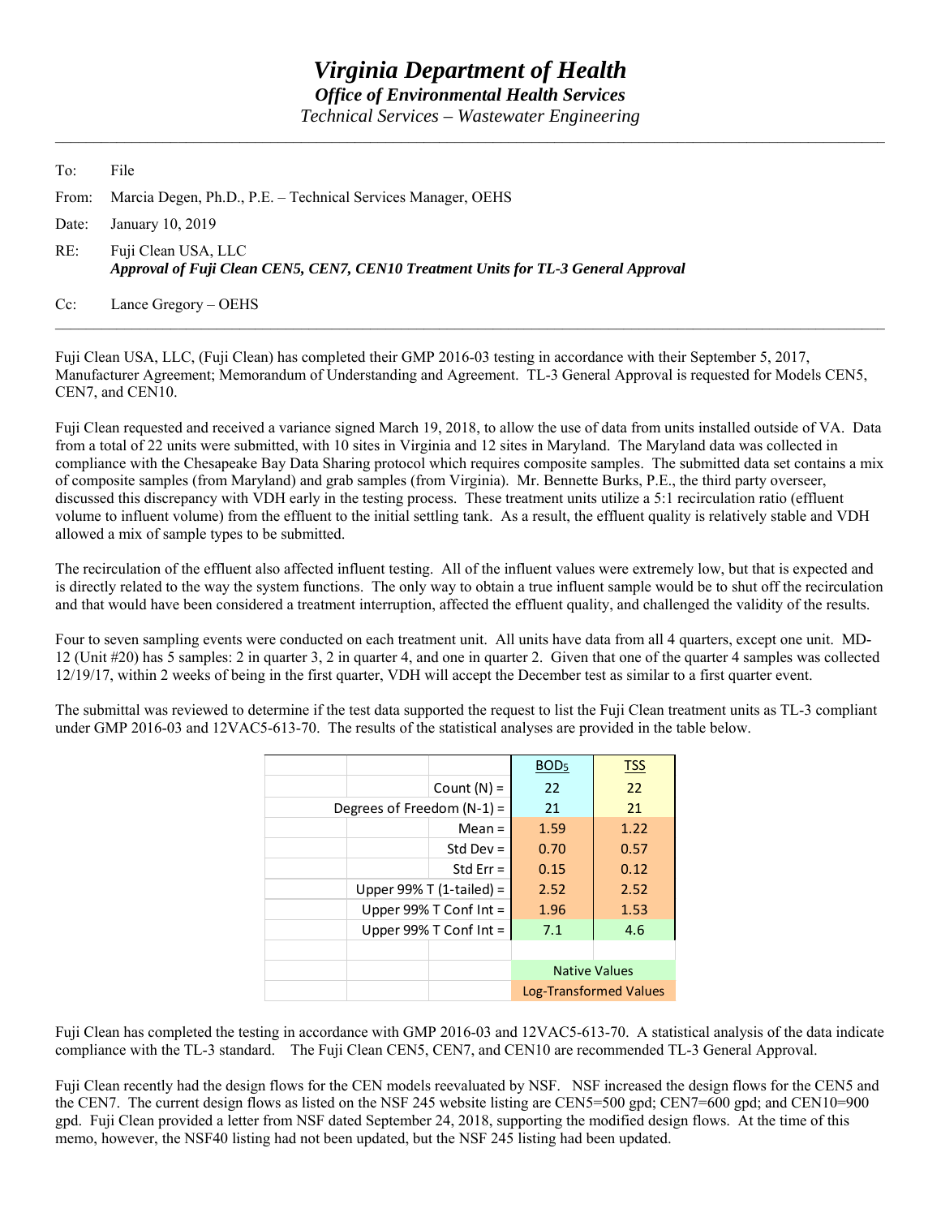# *Virginia Department of Health*

## *Office of Environmental Health Services*

*Technical Services – Wastewater Engineering*

---

To: File

From: Marcia Degen, Ph.D., P.E. – Technical Services Manager, OEHS

Date: January 10, 2019

RE: Fuji Clean USA, LLC
***Approval of Fuji Clean CEN5, CEN7, CEN10 Treatment Units for TL-3 General Approval***

Cc: Lance Gregory – OEHS

---

Fuji Clean USA, LLC, (Fuji Clean) has completed their GMP 2016-03 testing in accordance with their September 5, 2017, Manufacturer Agreement; Memorandum of Understanding and Agreement. TL-3 General Approval is requested for Models CEN5, CEN7, and CEN10.

Fuji Clean requested and received a variance signed March 19, 2018, to allow the use of data from units installed outside of VA. Data from a total of 22 units were submitted, with 10 sites in Virginia and 12 sites in Maryland. The Maryland data was collected in compliance with the Chesapeake Bay Data Sharing protocol which requires composite samples. The submitted data set contains a mix of composite samples (from Maryland) and grab samples (from Virginia). Mr. Bennette Burks, P.E., the third party overseer, discussed this discrepancy with VDH early in the testing process. These treatment units utilize a 5:1 recirculation ratio (effluent volume to influent volume) from the effluent to the initial settling tank. As a result, the effluent quality is relatively stable and VDH allowed a mix of sample types to be submitted.

The recirculation of the effluent also affected influent testing. All of the influent values were extremely low, but that is expected and is directly related to the way the system functions. The only way to obtain a true influent sample would be to shut off the recirculation and that would have been considered a treatment interruption, affected the effluent quality, and challenged the validity of the results.

Four to seven sampling events were conducted on each treatment unit. All units have data from all 4 quarters, except one unit. MD-12 (Unit #20) has 5 samples: 2 in quarter 3, 2 in quarter 4, and one in quarter 2. Given that one of the quarter 4 samples was collected 12/19/17, within 2 weeks of being in the first quarter, VDH will accept the December test as similar to a first quarter event.

The submittal was reviewed to determine if the test data supported the request to list the Fuji Clean treatment units as TL-3 compliant under GMP 2016-03 and 12VAC5-613-70. The results of the statistical analyses are provided in the table below.

| | $BOD_5$ | TSS |
|---|---|---|
| Count (N) = | 22 | 22 |
| Degrees of Freedom (N-1) = | 21 | 21 |
| Mean = | 1.59 | 1.22 |
| Std Dev = | 0.70 | 0.57 |
| Std Err = | 0.15 | 0.12 |
| Upper 99% T (1-tailed) = | 2.52 | 2.52 |
| Upper 99% T Conf Int = | 1.96 | 1.53 |
| Upper 99% T Conf Int = | 7.1 | 4.6 |
| | | |
| | Native Values | |
| | Log-Transformed Values | |

Fuji Clean has completed the testing in accordance with GMP 2016-03 and 12VAC5-613-70. A statistical analysis of the data indicate compliance with the TL-3 standard. The Fuji Clean CEN5, CEN7, and CEN10 are recommended TL-3 General Approval.

Fuji Clean recently had the design flows for the CEN models reevaluated by NSF. NSF increased the design flows for the CEN5 and the CEN7. The current design flows as listed on the NSF 245 website listing are CEN5=500 gpd; CEN7=600 gpd; and CEN10=900 gpd. Fuji Clean provided a letter from NSF dated September 24, 2018, supporting the modified design flows. At the time of this memo, however, the NSF40 listing had not been updated, but the NSF 245 listing had been updated.